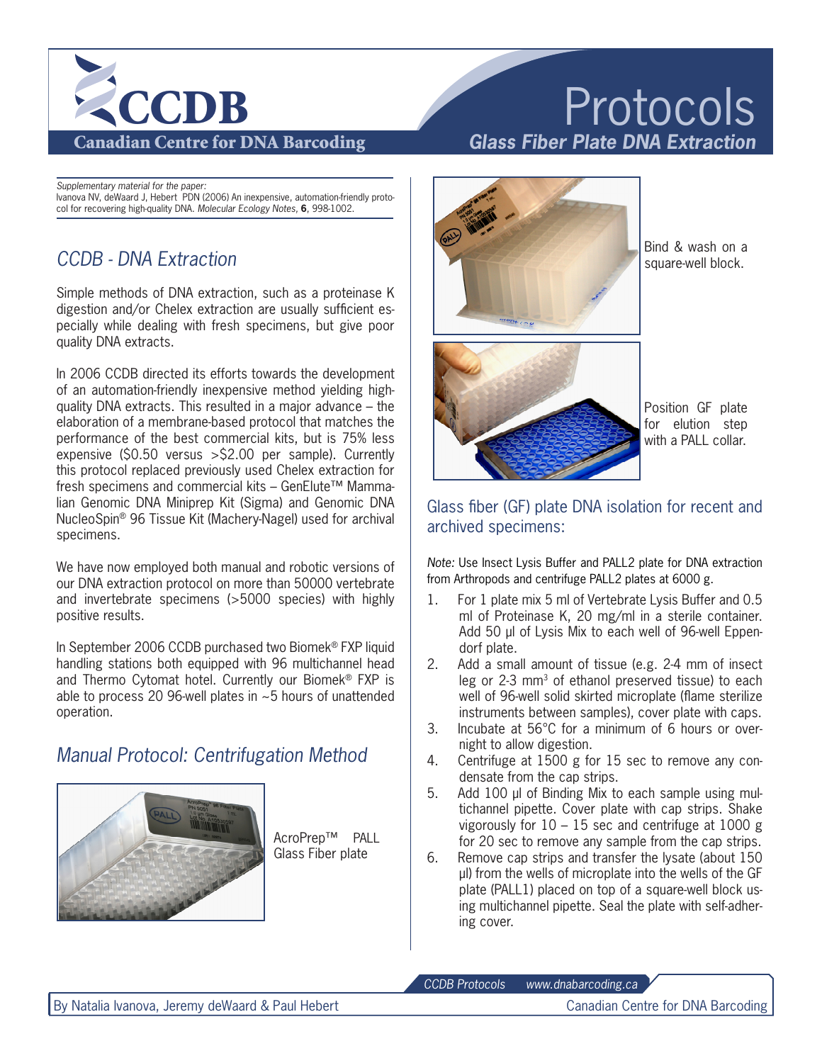# CCDB

**Canadian Centre for DNA Barcoding**

# Protocols

## *Glass Fiber Plate DNA Extraction*

*Supplementary material for the paper:*
Ivanova NV, deWaard J, Hebert PDN (2006) An inexpensive, automation-friendly protocol for recovering high-quality DNA. *Molecular Ecology Notes,* **6**, 998-1002.

## *CCDB - DNA Extraction*

Simple methods of DNA extraction, such as a proteinase K digestion and/or Chelex extraction are usually sufficient especially while dealing with fresh specimens, but give poor quality DNA extracts.

In 2006 CCDB directed its efforts towards the development of an automation-friendly inexpensive method yielding high-quality DNA extracts. This resulted in a major advance – the elaboration of a membrane-based protocol that matches the performance of the best commercial kits, but is 75% less expensive ($0.50 versus >$2.00 per sample). Currently this protocol replaced previously used Chelex extraction for fresh specimens and commercial kits – GenElute™ Mammalian Genomic DNA Miniprep Kit (Sigma) and Genomic DNA NucleoSpin® 96 Tissue Kit (Machery-Nagel) used for archival specimens.

We have now employed both manual and robotic versions of our DNA extraction protocol on more than 50000 vertebrate and invertebrate specimens (>5000 species) with highly positive results.

In September 2006 CCDB purchased two Biomek® FXP liquid handling stations both equipped with 96 multichannel head and Thermo Cytomat hotel. Currently our Biomek® FXP is able to process 20 96-well plates in ~5 hours of unattended operation.

## *Manual Protocol: Centrifugation Method*

AcroPrep™ PALL Glass Fiber plate

Bind & wash on a square-well block.

Position GF plate for elution step with a PALL collar.

### Glass fiber (GF) plate DNA isolation for recent and archived specimens:

*Note:* Use Insect Lysis Buffer and PALL2 plate for DNA extraction from Arthropods and centrifuge PALL2 plates at 6000 g.

1. For 1 plate mix 5 ml of Vertebrate Lysis Buffer and 0.5 ml of Proteinase K, 20 mg/ml in a sterile container. Add 50 µl of Lysis Mix to each well of 96-well Eppendorf plate.
2. Add a small amount of tissue (e.g. 2-4 mm of insect leg or 2-3 mm$^3$ of ethanol preserved tissue) to each well of 96-well solid skirted microplate (flame sterilize instruments between samples), cover plate with caps.
3. Incubate at 56°C for a minimum of 6 hours or overnight to allow digestion.
4. Centrifuge at 1500 g for 15 sec to remove any condensate from the cap strips.
5. Add 100 µl of Binding Mix to each sample using multichannel pipette. Cover plate with cap strips. Shake vigorously for 10 – 15 sec and centrifuge at 1000 g for 20 sec to remove any sample from the cap strips.
6. Remove cap strips and transfer the lysate (about 150 µl) from the wells of microplate into the wells of the GF plate (PALL1) placed on top of a square-well block using multichannel pipette. Seal the plate with self-adhering cover.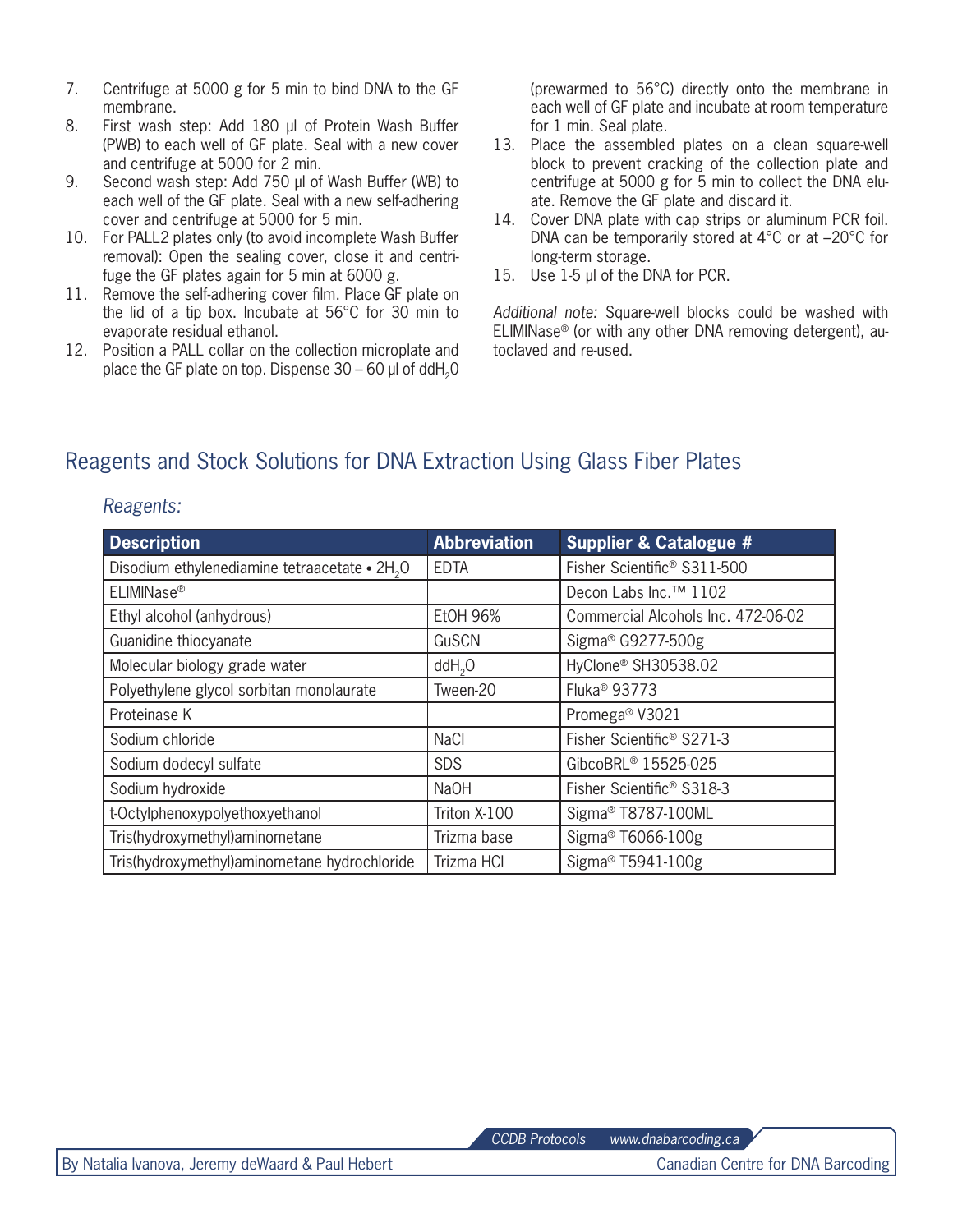7. Centrifuge at 5000 g for 5 min to bind DNA to the GF membrane.
8. First wash step: Add 180 µl of Protein Wash Buffer (PWB) to each well of GF plate. Seal with a new cover and centrifuge at 5000 for 2 min.
9. Second wash step: Add 750 µl of Wash Buffer (WB) to each well of the GF plate. Seal with a new self-adhering cover and centrifuge at 5000 for 5 min.
10. For PALL2 plates only (to avoid incomplete Wash Buffer removal): Open the sealing cover, close it and centrifuge the GF plates again for 5 min at 6000 g.
11. Remove the self-adhering cover film. Place GF plate on the lid of a tip box. Incubate at 56°C for 30 min to evaporate residual ethanol.
12. Position a PALL collar on the collection microplate and place the GF plate on top. Dispense 30 – 60 µl of $ddH_2O$ (prewarmed to 56°C) directly onto the membrane in each well of GF plate and incubate at room temperature for 1 min. Seal plate.
13. Place the assembled plates on a clean square-well block to prevent cracking of the collection plate and centrifuge at 5000 g for 5 min to collect the DNA eluate. Remove the GF plate and discard it.
14. Cover DNA plate with cap strips or aluminum PCR foil. DNA can be temporarily stored at 4°C or at –20°C for long-term storage.
15. Use 1-5 µl of the DNA for PCR.

*Additional note:* Square-well blocks could be washed with ELIMINase® (or with any other DNA removing detergent), autoclaved and re-used.

## Reagents and Stock Solutions for DNA Extraction Using Glass Fiber Plates

*Reagents:*

| Description | Abbreviation | Supplier & Catalogue # |
|---|---|---|
| Disodium ethylenediamine tetraacetate • $2H_2O$ | EDTA | Fisher Scientific® S311-500 |
| ELIMINase® | | Decon Labs Inc.™ 1102 |
| Ethyl alcohol (anhydrous) | EtOH 96% | Commercial Alcohols Inc. 472-06-02 |
| Guanidine thiocyanate | GuSCN | Sigma® G9277-500g |
| Molecular biology grade water | $ddH_2O$ | HyClone® SH30538.02 |
| Polyethylene glycol sorbitan monolaurate | Tween-20 | Fluka® 93773 |
| Proteinase K | | Promega® V3021 |
| Sodium chloride | NaCl | Fisher Scientific® S271-3 |
| Sodium dodecyl sulfate | SDS | GibcoBRL® 15525-025 |
| Sodium hydroxide | NaOH | Fisher Scientific® S318-3 |
| t-Octylphenoxypolyethoxyethanol | Triton X-100 | Sigma® T8787-100ML |
| Tris(hydroxymethyl)aminometane | Trizma base | Sigma® T6066-100g |
| Tris(hydroxymethyl)aminometane hydrochloride | Trizma HCl | Sigma® T5941-100g |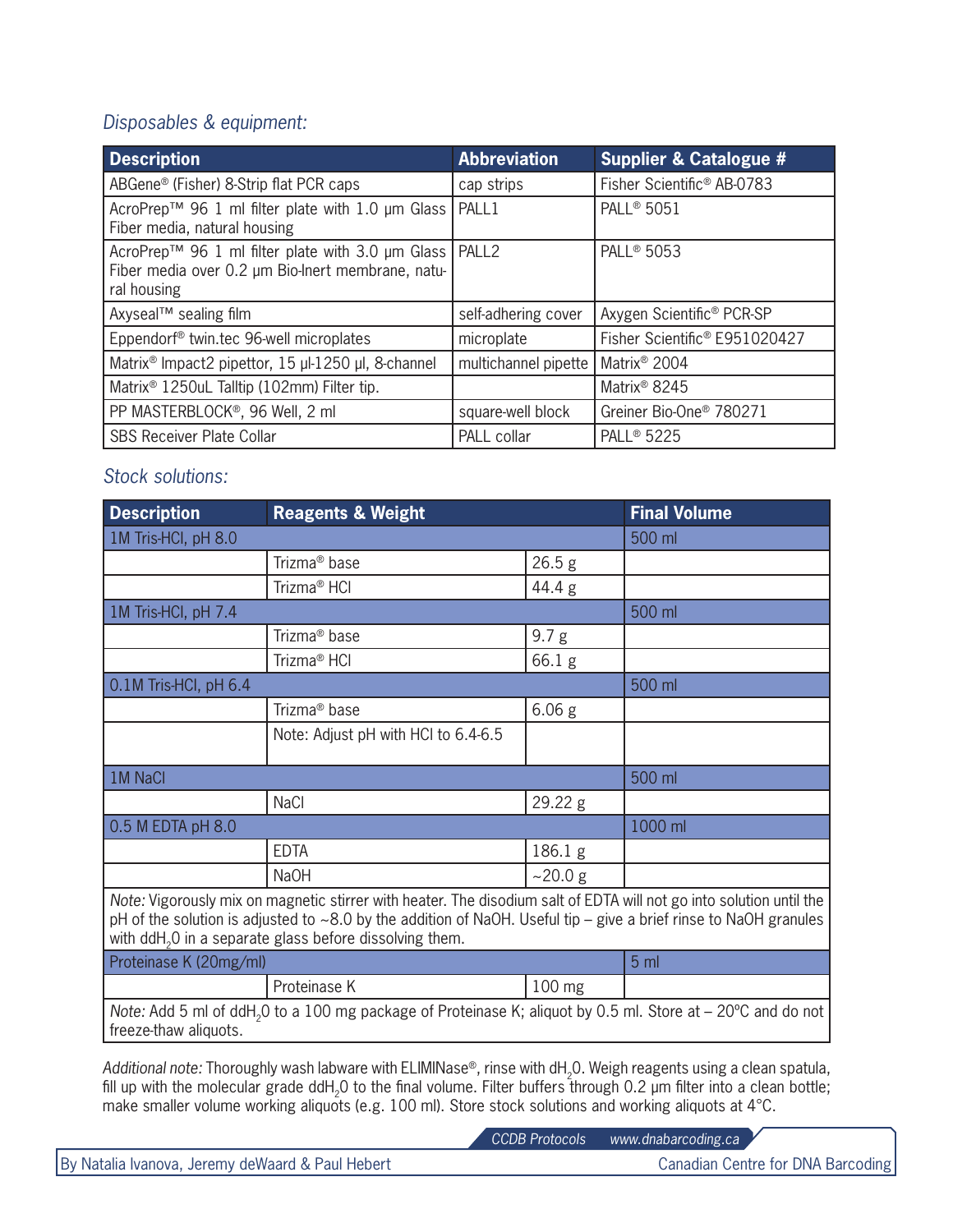*Disposables & equipment:*

| Description | Abbreviation | Supplier & Catalogue # |
|---|---|---|
| ABGene® (Fisher) 8-Strip flat PCR caps | cap strips | Fisher Scientific® AB-0783 |
| AcroPrep™ 96 1 ml filter plate with 1.0 µm Glass Fiber media, natural housing | PALL1 | PALL® 5051 |
| AcroPrep™ 96 1 ml filter plate with 3.0 µm Glass Fiber media over 0.2 µm Bio-Inert membrane, natural housing | PALL2 | PALL® 5053 |
| Axyseal™ sealing film | self-adhering cover | Axygen Scientific® PCR-SP |
| Eppendorf® twin.tec 96-well microplates | microplate | Fisher Scientific® E951020427 |
| Matrix® Impact2 pipettor, 15 µl-1250 µl, 8-channel | multichannel pipette | Matrix® 2004 |
| Matrix® 1250uL Talltip (102mm) Filter tip. | | Matrix® 8245 |
| PP MASTERBLOCK®, 96 Well, 2 ml | square-well block | Greiner Bio-One® 780271 |
| SBS Receiver Plate Collar | PALL collar | PALL® 5225 |

*Stock solutions:*

| Description | Reagents & Weight | | Final Volume |
|---|---|---|---|
| 1M Tris-HCl, pH 8.0 | | | 500 ml |
| | Trizma® base | 26.5 g | |
| | Trizma® HCl | 44.4 g | |
| 1M Tris-HCl, pH 7.4 | | | 500 ml |
| | Trizma® base | 9.7 g | |
| | Trizma® HCl | 66.1 g | |
| 0.1M Tris-HCl, pH 6.4 | | | 500 ml |
| | Trizma® base | 6.06 g | |
| | Note: Adjust pH with HCl to 6.4-6.5 | | |
| 1M NaCl | | | 500 ml |
| | NaCl | 29.22 g | |
| 0.5 M EDTA pH 8.0 | | | 1000 ml |
| | EDTA | 186.1 g | |
| | NaOH | ~20.0 g | |
| *Note:* Vigorously mix on magnetic stirrer with heater. The disodium salt of EDTA will not go into solution until the pH of the solution is adjusted to ~8.0 by the addition of NaOH. Useful tip – give a brief rinse to NaOH granules with $ddH_2O$ in a separate glass before dissolving them. | | | |
| Proteinase K (20mg/ml) | | | 5 ml |
| | Proteinase K | 100 mg | |
| *Note:* Add 5 ml of $ddH_2O$ to a 100 mg package of Proteinase K; aliquot by 0.5 ml. Store at – 20ºC and do not freeze-thaw aliquots. | | | |

*Additional note:* Thoroughly wash labware with ELIMINase®, rinse with $dH_2O$. Weigh reagents using a clean spatula, fill up with the molecular grade $ddH_2O$ to the final volume. Filter buffers through 0.2 µm filter into a clean bottle; make smaller volume working aliquots (e.g. 100 ml). Store stock solutions and working aliquots at 4°C.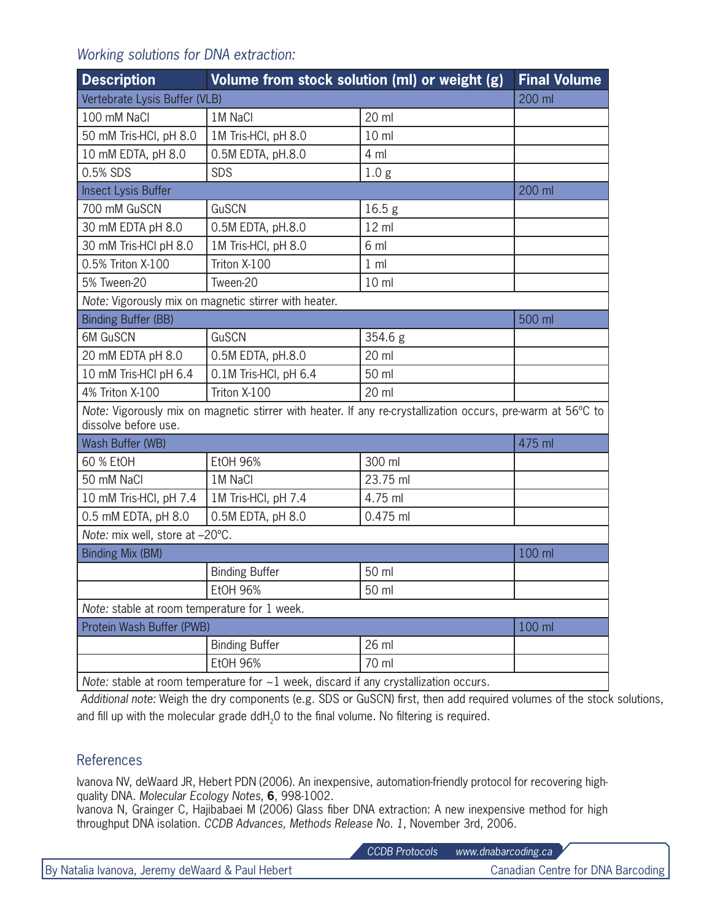*Working solutions for DNA extraction:*

| Description | Volume from stock solution (ml) or weight (g) | | Final Volume |
|---|---|---|---|
| Vertebrate Lysis Buffer (VLB) | | | 200 ml |
| 100 mM NaCl | 1M NaCl | 20 ml | |
| 50 mM Tris-HCl, pH 8.0 | 1M Tris-HCl, pH 8.0 | 10 ml | |
| 10 mM EDTA, pH 8.0 | 0.5M EDTA, pH.8.0 | 4 ml | |
| 0.5% SDS | SDS | 1.0 g | |
| Insect Lysis Buffer | | | 200 ml |
| 700 mM GuSCN | GuSCN | 16.5 g | |
| 30 mM EDTA pH 8.0 | 0.5M EDTA, pH.8.0 | 12 ml | |
| 30 mM Tris-HCl pH 8.0 | 1M Tris-HCl, pH 8.0 | 6 ml | |
| 0.5% Triton X-100 | Triton X-100 | 1 ml | |
| 5% Tween-20 | Tween-20 | 10 ml | |
| *Note:* Vigorously mix on magnetic stirrer with heater. | | | |
| Binding Buffer (BB) | | | 500 ml |
| 6M GuSCN | GuSCN | 354.6 g | |
| 20 mM EDTA pH 8.0 | 0.5M EDTA, pH.8.0 | 20 ml | |
| 10 mM Tris-HCl pH 6.4 | 0.1M Tris-HCl, pH 6.4 | 50 ml | |
| 4% Triton X-100 | Triton X-100 | 20 ml | |
| *Note:* Vigorously mix on magnetic stirrer with heater. If any re-crystallization occurs, pre-warm at 56ºC to dissolve before use. | | | |
| Wash Buffer (WB) | | | 475 ml |
| 60 % EtOH | EtOH 96% | 300 ml | |
| 50 mM NaCl | 1M NaCl | 23.75 ml | |
| 10 mM Tris-HCl, pH 7.4 | 1M Tris-HCl, pH 7.4 | 4.75 ml | |
| 0.5 mM EDTA, pH 8.0 | 0.5M EDTA, pH 8.0 | 0.475 ml | |
| *Note:* mix well, store at –20ºC. | | | |
| Binding Mix (BM) | | | 100 ml |
| | Binding Buffer | 50 ml | |
| | EtOH 96% | 50 ml | |
| *Note:* stable at room temperature for 1 week. | | | |
| Protein Wash Buffer (PWB) | | | 100 ml |
| | Binding Buffer | 26 ml | |
| | EtOH 96% | 70 ml | |
| *Note:* stable at room temperature for ~1 week, discard if any crystallization occurs. | | | |

*Additional note:* Weigh the dry components (e.g. SDS or GuSCN) first, then add required volumes of the stock solutions, and fill up with the molecular grade ddH$_2$0 to the final volume. No filtering is required.

## References

Ivanova NV, deWaard JR, Hebert PDN (2006). An inexpensive, automation-friendly protocol for recovering high-quality DNA. *Molecular Ecology Notes*, **6**, 998-1002.

Ivanova N, Grainger C, Hajibabaei M (2006) Glass fiber DNA extraction: A new inexpensive method for high throughput DNA isolation. *CCDB Advances, Methods Release No. 1*, November 3rd, 2006.